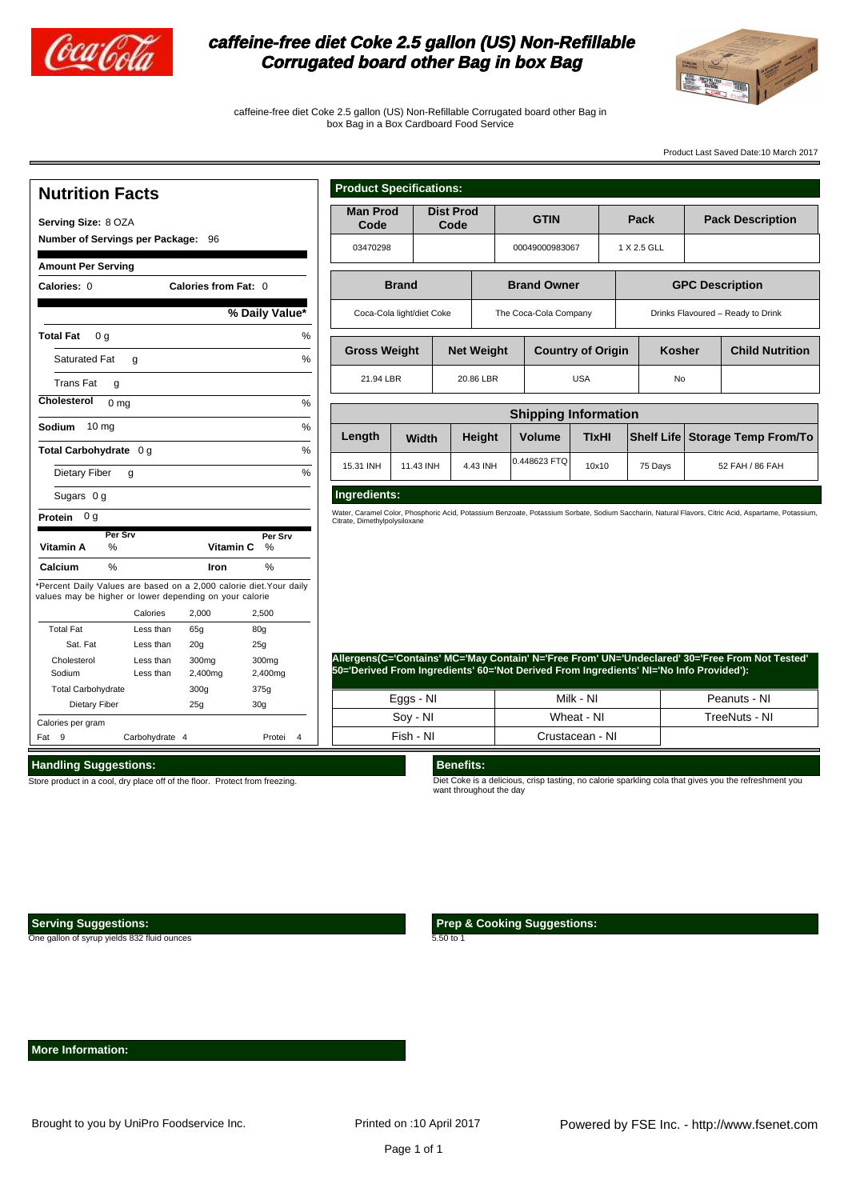# caffeine-free diet Coke 2.5 gallon (US) Non-Refillable Corrugated board other Bag in box Bag

caffeine-free diet Coke 2.5 gallon (US) Non-Refillable Corrugated board other Bag in box Bag in a Box Cardboard Food Service

Product Last Saved Date:10 March 2017

## Nutrition Facts

**Serving Size:** 8 OZA

**Number of Servings per Package:** 96

**Amount Per Serving**

**Calories:** 0 **Calories from Fat:** 0

| | % Daily Value* |
|---|---|
| **Total Fat** 0 g | % |
| Saturated Fat g | % |
| Trans Fat g | |
| **Cholesterol** 0 mg | % |
| **Sodium** 10 mg | % |
| **Total Carbohydrate** 0 g | % |
| Dietary Fiber g | % |
| Sugars 0 g | |
| **Protein** 0 g | |

| | Per Srv | | Per Srv |
|---|---|---|---|
| **Vitamin A** | % | **Vitamin C** | % |
| **Calcium** | % | **Iron** | % |

*Percent Daily Values are based on a 2,000 calorie diet.Your daily values may be higher or lower depending on your calorie

| | Calories | 2,000 | 2,500 |
|---|---|---|---|
| Total Fat | Less than | 65g | 80g |
| Sat. Fat | Less than | 20g | 25g |
| Cholesterol | Less than | 300mg | 300mg |
| Sodium | Less than | 2,400mg | 2,400mg |
| Total Carbohydrate | | 300g | 375g |
| Dietary Fiber | | 25g | 30g |

Calories per gram

Fat 9 Carbohydrate 4 Protei 4

## Product Specifications:

| Man Prod Code | Dist Prod Code | GTIN | Pack | Pack Description |
|---|---|---|---|---|
| 03470298 | | 00049000983067 | 1 X 2.5 GLL | |

| Brand | Brand Owner | GPC Description |
|---|---|---|
| Coca-Cola light/diet Coke | The Coca-Cola Company | Drinks Flavoured – Ready to Drink |

| Gross Weight | Net Weight | Country of Origin | Kosher | Child Nutrition |
|---|---|---|---|---|
| 21.94 LBR | 20.86 LBR | USA | No | |

**Shipping Information**

| Length | Width | Height | Volume | TIxHI | Shelf Life | Storage Temp From/To |
|---|---|---|---|---|---|---|
| 15.31 INH | 11.43 INH | 4.43 INH | 0.448623 FTQ | 10x10 | 75 Days | 52 FAH / 86 FAH |

## Ingredients:

Water, Caramel Color, Phosphoric Acid, Potassium Benzoate, Potassium Sorbate, Sodium Saccharin, Natural Flavors, Citric Acid, Aspartame, Potassium, Citrate, Dimethylpolysiloxane

**Allergens(C='Contains' MC='May Contain' N='Free From' UN='Undeclared' 30='Free From Not Tested' 50='Derived From Ingredients' 60='Not Derived From Ingredients' NI='No Info Provided'):**

| | | |
|---|---|---|
| Eggs - NI | Milk - NI | Peanuts - NI |
| Soy - NI | Wheat - NI | TreeNuts - NI |
| Fish - NI | Crustacean - NI | |

## Handling Suggestions:

Store product in a cool, dry place off of the floor. Protect from freezing.

## Benefits:

Diet Coke is a delicious, crisp tasting, no calorie sparkling cola that gives you the refreshment you want throughout the day

## Serving Suggestions:

One gallon of syrup yields 832 fluid ounces

## Prep & Cooking Suggestions:

5.50 to 1

## More Information:

Brought to you by UniPro Foodservice Inc. Printed on :10 April 2017 Powered by FSE Inc. - http://www.fsenet.com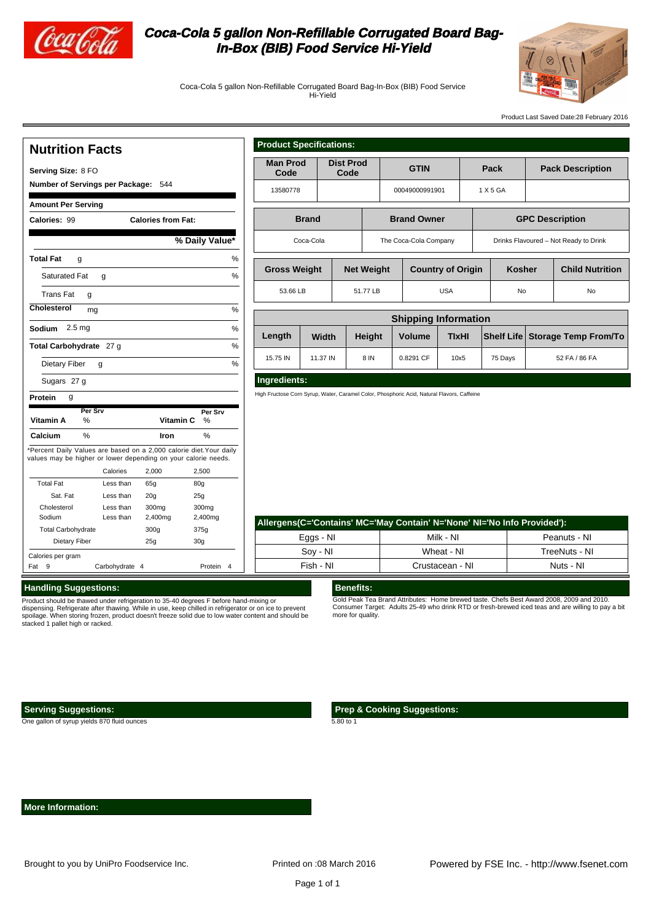# Coca-Cola 5 gallon Non-Refillable Corrugated Board Bag-In-Box (BIB) Food Service Hi-Yield

Coca-Cola 5 gallon Non-Refillable Corrugated Board Bag-In-Box (BIB) Food Service Hi-Yield

Product Last Saved Date:28 February 2016

## Nutrition Facts

**Serving Size:** 8 FO

**Number of Servings per Package:** 544

**Amount Per Serving**

| **Calories:** 99 | **Calories from Fat:** |
|---|---|

| | **% Daily Value*** |
|---|---|
| **Total Fat** g | % |
| Saturated Fat g | % |
| Trans Fat g | |
| **Cholesterol** mg | % |
| **Sodium** 2.5 mg | % |
| **Total Carbohydrate** 27 g | % |
| Dietary Fiber g | % |
| Sugars 27 g | |
| **Protein** g | |

| | Per Srv | | Per Srv |
|---|---|---|---|
| **Vitamin A** | % | **Vitamin C** | % |
| **Calcium** | % | **Iron** | % |

*Percent Daily Values are based on a 2,000 calorie diet.Your daily values may be higher or lower depending on your calorie needs.

| | Calories | 2,000 | 2,500 |
|---|---|---|---|
| Total Fat | Less than | 65g | 80g |
| Sat. Fat | Less than | 20g | 25g |
| Cholesterol | Less than | 300mg | 300mg |
| Sodium | Less than | 2,400mg | 2,400mg |
| Total Carbohydrate | | 300g | 375g |
| Dietary Fiber | | 25g | 30g |

Calories per gram

Fat 9 Carbohydrate 4 Protein 4

## Product Specifications:

| Man Prod Code | Dist Prod Code | GTIN | Pack | Pack Description |
|---|---|---|---|---|
| 13580778 | | 00049000991901 | 1 X 5 GA | |

| Brand | Brand Owner | GPC Description |
|---|---|---|
| Coca-Cola | The Coca-Cola Company | Drinks Flavoured – Not Ready to Drink |

| Gross Weight | Net Weight | Country of Origin | Kosher | Child Nutrition |
|---|---|---|---|---|
| 53.66 LB | 51.77 LB | USA | No | No |

**Shipping Information**

| Length | Width | Height | Volume | TIxHI | Shelf Life | Storage Temp From/To |
|---|---|---|---|---|---|---|
| 15.75 IN | 11.37 IN | 8 IN | 0.8291 CF | 10x5 | 75 Days | 52 FA / 86 FA |

## Ingredients:

High Fructose Corn Syrup, Water, Caramel Color, Phosphoric Acid, Natural Flavors, Caffeine

## Allergens(C='Contains' MC='May Contain' N='None' NI='No Info Provided'):

| | | |
|---|---|---|
| Eggs - NI | Milk - NI | Peanuts - NI |
| Soy - NI | Wheat - NI | TreeNuts - NI |
| Fish - NI | Crustacean - NI | Nuts - NI |

## Handling Suggestions:

Product should be thawed under refrigeration to 35-40 degrees F before hand-mixing or dispensing. Refrigerate after thawing. While in use, keep chilled in refrigerator or on ice to prevent spoilage. When storing frozen, product doesn't freeze solid due to low water content and should be stacked 1 pallet high or racked.

## Benefits:

Gold Peak Tea Brand Attributes: Home brewed taste. Chefs Best Award 2008, 2009 and 2010. Consumer Target: Adults 25-49 who drink RTD or fresh-brewed iced teas and are willing to pay a bit more for quality.

## Serving Suggestions:

One gallon of syrup yields 870 fluid ounces

## Prep & Cooking Suggestions:

5.80 to 1

## More Information:

Brought to you by UniPro Foodservice Inc. Printed on :08 March 2016 Powered by FSE Inc. - http://www.fsenet.com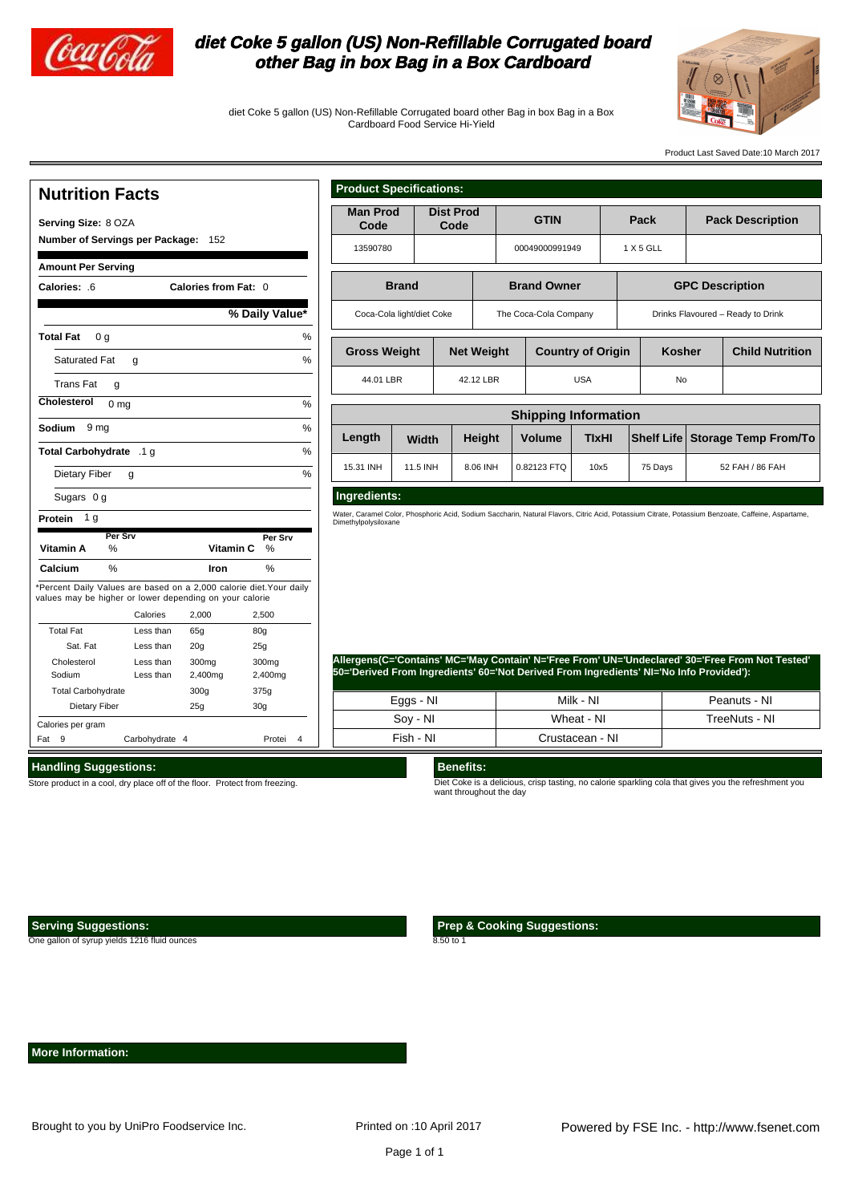# diet Coke 5 gallon (US) Non-Refillable Corrugated board other Bag in box Bag in a Box Cardboard

diet Coke 5 gallon (US) Non-Refillable Corrugated board other Bag in box Bag in a Box Cardboard Food Service Hi-Yield

Product Last Saved Date:10 March 2017

## Nutrition Facts

**Serving Size:** 8 OZA

**Number of Servings per Package:** 152

**Amount Per Serving**

| | | |
|---|---|---|
| **Calories:** .6 | **Calories from Fat:** 0 | |
| | | **% Daily Value*** |
| **Total Fat** 0 g | | % |
| Saturated Fat g | | % |
| Trans Fat g | | |
| **Cholesterol** 0 mg | | % |
| **Sodium** 9 mg | | % |
| **Total Carbohydrate** .1 g | | % |
| Dietary Fiber g | | % |
| Sugars 0 g | | |
| **Protein** 1 g | | |

| | Per Srv | | Per Srv |
|---|---|---|---|
| **Vitamin A** | % | **Vitamin C** | % |
| **Calcium** | % | **Iron** | % |

*Percent Daily Values are based on a 2,000 calorie diet.Your daily values may be higher or lower depending on your calorie

| | Calories | 2,000 | 2,500 |
|---|---|---|---|
| Total Fat | Less than | 65g | 80g |
| Sat. Fat | Less than | 20g | 25g |
| Cholesterol | Less than | 300mg | 300mg |
| Sodium | Less than | 2,400mg | 2,400mg |
| Total Carbohydrate | | 300g | 375g |
| Dietary Fiber | | 25g | 30g |

Calories per gram

Fat 9 Carbohydrate 4 Protei 4

## Product Specifications:

| Man Prod Code | Dist Prod Code | GTIN | Pack | Pack Description |
|---|---|---|---|---|
| 13590780 | | 00049000991949 | 1 X 5 GLL | |

| Brand | Brand Owner | GPC Description |
|---|---|---|
| Coca-Cola light/diet Coke | The Coca-Cola Company | Drinks Flavoured – Ready to Drink |

| Gross Weight | Net Weight | Country of Origin | Kosher | Child Nutrition |
|---|---|---|---|---|
| 44.01 LBR | 42.12 LBR | USA | No | |

**Shipping Information**

| Length | Width | Height | Volume | TIxHI | Shelf Life | Storage Temp From/To |
|---|---|---|---|---|---|---|
| 15.31 INH | 11.5 INH | 8.06 INH | 0.82123 FTQ | 10x5 | 75 Days | 52 FAH / 86 FAH |

## Ingredients:

Water, Caramel Color, Phosphoric Acid, Sodium Saccharin, Natural Flavors, Citric Acid, Potassium Citrate, Potassium Benzoate, Caffeine, Aspartame, Dimethylpolysiloxane

## Allergens(C='Contains' MC='May Contain' N='Free From' UN='Undeclared' 30='Free From Not Tested' 50='Derived From Ingredients' 60='Not Derived From Ingredients' NI='No Info Provided'):

| | | |
|---|---|---|
| Eggs - NI | Milk - NI | Peanuts - NI |
| Soy - NI | Wheat - NI | TreeNuts - NI |
| Fish - NI | Crustacean - NI | |

## Handling Suggestions:

Store product in a cool, dry place off of the floor. Protect from freezing.

## Benefits:

Diet Coke is a delicious, crisp tasting, no calorie sparkling cola that gives you the refreshment you want throughout the day

## Serving Suggestions:

One gallon of syrup yields 1216 fluid ounces

## Prep & Cooking Suggestions:

8.50 to 1

## More Information:

Brought to you by UniPro Foodservice Inc.

Printed on :10 April 2017

Powered by FSE Inc. - http://www.fsenet.com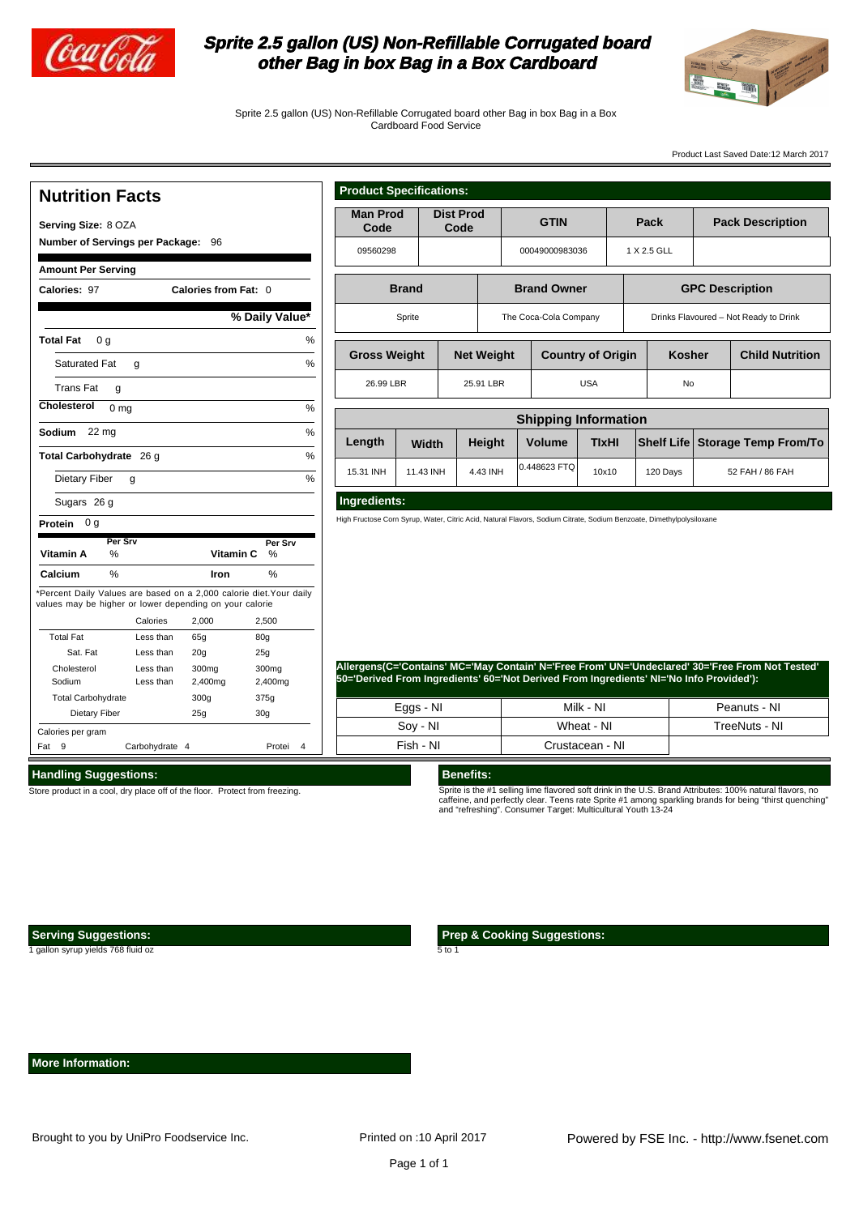# Sprite 2.5 gallon (US) Non-Refillable Corrugated board other Bag in box Bag in a Box Cardboard

Sprite 2.5 gallon (US) Non-Refillable Corrugated board other Bag in box Bag in a Box Cardboard Food Service

Product Last Saved Date:12 March 2017

## Nutrition Facts

**Serving Size:** 8 OZA

**Number of Servings per Package:** 96

**Amount Per Serving**

**Calories:** 97 **Calories from Fat:** 0

| | % Daily Value* |
|---|---|
| **Total Fat** 0 g | % |
| Saturated Fat g | % |
| Trans Fat g | |
| **Cholesterol** 0 mg | % |
| **Sodium** 22 mg | % |
| **Total Carbohydrate** 26 g | % |
| Dietary Fiber g | % |
| Sugars 26 g | |
| **Protein** 0 g | |

| | Per Srv | | Per Srv |
|---|---|---|---|
| **Vitamin A** | % | **Vitamin C** | % |
| **Calcium** | % | **Iron** | % |

*Percent Daily Values are based on a 2,000 calorie diet.Your daily values may be higher or lower depending on your calorie

| | Calories | 2,000 | 2,500 |
|---|---|---|---|
| Total Fat | Less than | 65g | 80g |
| Sat. Fat | Less than | 20g | 25g |
| Cholesterol | Less than | 300mg | 300mg |
| Sodium | Less than | 2,400mg | 2,400mg |
| Total Carbohydrate | | 300g | 375g |
| Dietary Fiber | | 25g | 30g |

Calories per gram

Fat 9 Carbohydrate 4 Protei 4

## Product Specifications:

| Man Prod Code | Dist Prod Code | GTIN | Pack | Pack Description |
|---|---|---|---|---|
| 09560298 | | 00049000983036 | 1 X 2.5 GLL | |

| Brand | Brand Owner | GPC Description |
|---|---|---|
| Sprite | The Coca-Cola Company | Drinks Flavoured – Not Ready to Drink |

| Gross Weight | Net Weight | Country of Origin | Kosher | Child Nutrition |
|---|---|---|---|---|
| 26.99 LBR | 25.91 LBR | USA | No | |

**Shipping Information**

| Length | Width | Height | Volume | TIxHI | Shelf Life | Storage Temp From/To |
|---|---|---|---|---|---|---|
| 15.31 INH | 11.43 INH | 4.43 INH | 0.448623 FTQ | 10x10 | 120 Days | 52 FAH / 86 FAH |

## Ingredients:

High Fructose Corn Syrup, Water, Citric Acid, Natural Flavors, Sodium Citrate, Sodium Benzoate, Dimethylpolysiloxane

**Allergens(C='Contains' MC='May Contain' N='Free From' UN='Undeclared' 30='Free From Not Tested' 50='Derived From Ingredients' 60='Not Derived From Ingredients' NI='No Info Provided'):**

| | | |
|---|---|---|
| Eggs - NI | Milk - NI | Peanuts - NI |
| Soy - NI | Wheat - NI | TreeNuts - NI |
| Fish - NI | Crustacean - NI | |

## Handling Suggestions:

Store product in a cool, dry place off of the floor. Protect from freezing.

## Benefits:

Sprite is the #1 selling lime flavored soft drink in the U.S. Brand Attributes: 100% natural flavors, no caffeine, and perfectly clear. Teens rate Sprite #1 among sparkling brands for being "thirst quenching" and "refreshing". Consumer Target: Multicultural Youth 13-24

## Serving Suggestions:

1 gallon syrup yields 768 fluid oz

## Prep & Cooking Suggestions:

5 to 1

## More Information:

Brought to you by UniPro Foodservice Inc. Printed on :10 April 2017 Powered by FSE Inc. - http://www.fsenet.com